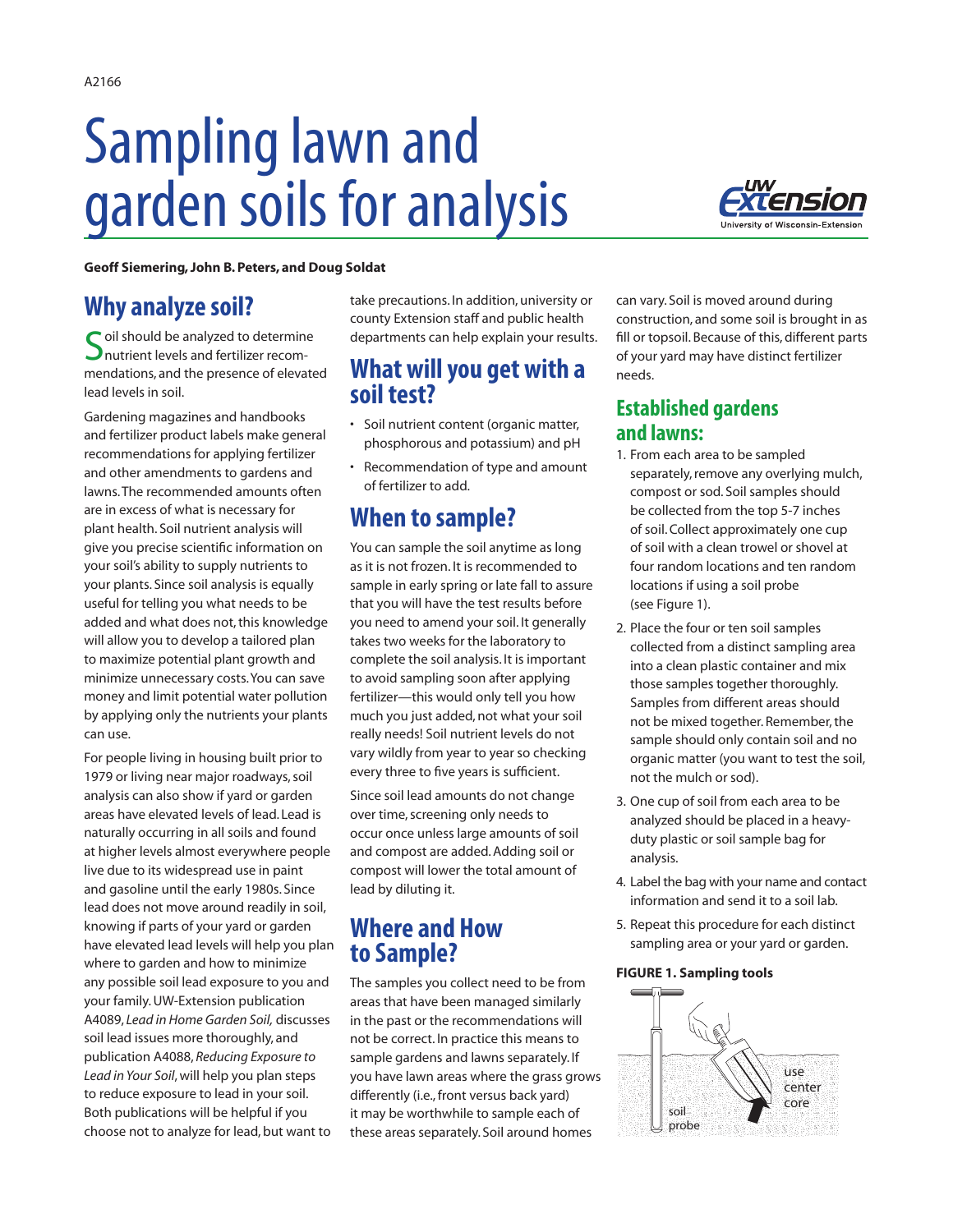A2166

# Sampling lawn and garden soils for analysis

**Geoff Siemering, John B. Peters, and Doug Soldat**

## Why analyze soil?

Soil should be analyzed to determine nutrient levels and fertilizer recommendations, and the presence of elevated lead levels in soil.

Gardening magazines and handbooks and fertilizer product labels make general recommendations for applying fertilizer and other amendments to gardens and lawns. The recommended amounts often are in excess of what is necessary for plant health. Soil nutrient analysis will give you precise scientific information on your soil's ability to supply nutrients to your plants. Since soil analysis is equally useful for telling you what needs to be added and what does not, this knowledge will allow you to develop a tailored plan to maximize potential plant growth and minimize unnecessary costs. You can save money and limit potential water pollution by applying only the nutrients your plants can use.

For people living in housing built prior to 1979 or living near major roadways, soil analysis can also show if yard or garden areas have elevated levels of lead. Lead is naturally occurring in all soils and found at higher levels almost everywhere people live due to its widespread use in paint and gasoline until the early 1980s. Since lead does not move around readily in soil, knowing if parts of your yard or garden have elevated lead levels will help you plan where to garden and how to minimize any possible soil lead exposure to you and your family. UW-Extension publication A4089, *Lead in Home Garden Soil,* discusses soil lead issues more thoroughly, and publication A4088, *Reducing Exposure to Lead in Your Soil*, will help you plan steps to reduce exposure to lead in your soil. Both publications will be helpful if you choose not to analyze for lead, but want to take precautions. In addition, university or county Extension staff and public health departments can help explain your results.

## What will you get with a soil test?

- Soil nutrient content (organic matter, phosphorous and potassium) and pH
- Recommendation of type and amount of fertilizer to add.

## When to sample?

You can sample the soil anytime as long as it is not frozen. It is recommended to sample in early spring or late fall to assure that you will have the test results before you need to amend your soil. It generally takes two weeks for the laboratory to complete the soil analysis. It is important to avoid sampling soon after applying fertilizer—this would only tell you how much you just added, not what your soil really needs! Soil nutrient levels do not vary wildly from year to year so checking every three to five years is sufficient.

Since soil lead amounts do not change over time, screening only needs to occur once unless large amounts of soil and compost are added. Adding soil or compost will lower the total amount of lead by diluting it.

## Where and How to Sample?

The samples you collect need to be from areas that have been managed similarly in the past or the recommendations will not be correct. In practice this means to sample gardens and lawns separately. If you have lawn areas where the grass grows differently (i.e., front versus back yard) it may be worthwhile to sample each of these areas separately. Soil around homes can vary. Soil is moved around during construction, and some soil is brought in as fill or topsoil. Because of this, different parts of your yard may have distinct fertilizer needs.

### Established gardens and lawns:

1. From each area to be sampled separately, remove any overlying mulch, compost or sod. Soil samples should be collected from the top 5-7 inches of soil. Collect approximately one cup of soil with a clean trowel or shovel at four random locations and ten random locations if using a soil probe (see Figure 1).
2. Place the four or ten soil samples collected from a distinct sampling area into a clean plastic container and mix those samples together thoroughly. Samples from different areas should not be mixed together. Remember, the sample should only contain soil and no organic matter (you want to test the soil, not the mulch or sod).
3. One cup of soil from each area to be analyzed should be placed in a heavy-duty plastic or soil sample bag for analysis.
4. Label the bag with your name and contact information and send it to a soil lab.
5. Repeat this procedure for each distinct sampling area or your yard or garden.

**FIGURE 1. Sampling tools**

soil probe

use center core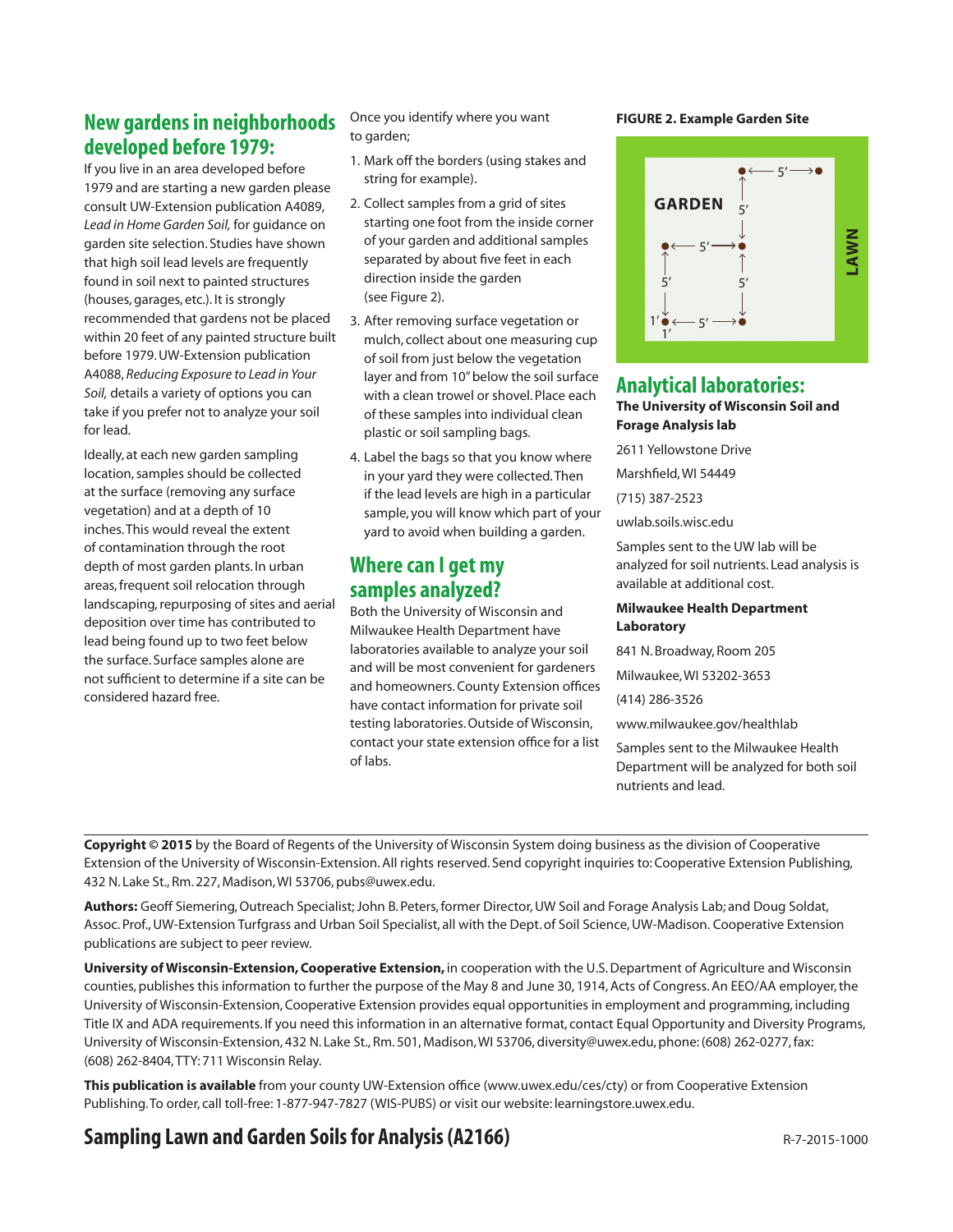## New gardens in neighborhoods developed before 1979:

If you live in an area developed before 1979 and are starting a new garden please consult UW-Extension publication A4089, *Lead in Home Garden Soil,* for guidance on garden site selection. Studies have shown that high soil lead levels are frequently found in soil next to painted structures (houses, garages, etc.). It is strongly recommended that gardens not be placed within 20 feet of any painted structure built before 1979. UW-Extension publication A4088, *Reducing Exposure to Lead in Your Soil,* details a variety of options you can take if you prefer not to analyze your soil for lead.

Ideally, at each new garden sampling location, samples should be collected at the surface (removing any surface vegetation) and at a depth of 10 inches. This would reveal the extent of contamination through the root depth of most garden plants. In urban areas, frequent soil relocation through landscaping, repurposing of sites and aerial deposition over time has contributed to lead being found up to two feet below the surface. Surface samples alone are not sufficient to determine if a site can be considered hazard free.

Once you identify where you want to garden;

1. Mark off the borders (using stakes and string for example).
2. Collect samples from a grid of sites starting one foot from the inside corner of your garden and additional samples separated by about five feet in each direction inside the garden (see Figure 2).
3. After removing surface vegetation or mulch, collect about one measuring cup of soil from just below the vegetation layer and from 10" below the soil surface with a clean trowel or shovel. Place each of these samples into individual clean plastic or soil sampling bags.
4. Label the bags so that you know where in your yard they were collected. Then if the lead levels are high in a particular sample, you will know which part of your yard to avoid when building a garden.

## Where can I get my samples analyzed?

Both the University of Wisconsin and Milwaukee Health Department have laboratories available to analyze your soil and will be most convenient for gardeners and homeowners. County Extension offices have contact information for private soil testing laboratories. Outside of Wisconsin, contact your state extension office for a list of labs.

**FIGURE 2. Example Garden Site**

GARDEN

LAWN

5′ 5′ 5′ 5′ 5′ 5′ 1′ 1′

## Analytical laboratories:

**The University of Wisconsin Soil and Forage Analysis lab**

2611 Yellowstone Drive

Marshfield, WI 54449

(715) 387-2523

uwlab.soils.wisc.edu

Samples sent to the UW lab will be analyzed for soil nutrients. Lead analysis is available at additional cost.

**Milwaukee Health Department Laboratory**

841 N. Broadway, Room 205

Milwaukee, WI 53202-3653

(414) 286-3526

www.milwaukee.gov/healthlab

Samples sent to the Milwaukee Health Department will be analyzed for both soil nutrients and lead.

---

**Copyright © 2015** by the Board of Regents of the University of Wisconsin System doing business as the division of Cooperative Extension of the University of Wisconsin-Extension. All rights reserved. Send copyright inquiries to: Cooperative Extension Publishing, 432 N. Lake St., Rm. 227, Madison, WI 53706, pubs@uwex.edu.

**Authors:** Geoff Siemering, Outreach Specialist; John B. Peters, former Director, UW Soil and Forage Analysis Lab; and Doug Soldat, Assoc. Prof., UW-Extension Turfgrass and Urban Soil Specialist, all with the Dept. of Soil Science, UW-Madison. Cooperative Extension publications are subject to peer review.

**University of Wisconsin-Extension, Cooperative Extension,** in cooperation with the U.S. Department of Agriculture and Wisconsin counties, publishes this information to further the purpose of the May 8 and June 30, 1914, Acts of Congress. An EEO/AA employer, the University of Wisconsin-Extension, Cooperative Extension provides equal opportunities in employment and programming, including Title IX and ADA requirements. If you need this information in an alternative format, contact Equal Opportunity and Diversity Programs, University of Wisconsin-Extension, 432 N. Lake St., Rm. 501, Madison, WI 53706, diversity@uwex.edu, phone: (608) 262-0277, fax: (608) 262-8404, TTY: 711 Wisconsin Relay.

**This publication is available** from your county UW-Extension office (www.uwex.edu/ces/cty) or from Cooperative Extension Publishing. To order, call toll-free: 1-877-947-7827 (WIS-PUBS) or visit our website: learningstore.uwex.edu.

**Sampling Lawn and Garden Soils for Analysis (A2166)** R-7-2015-1000